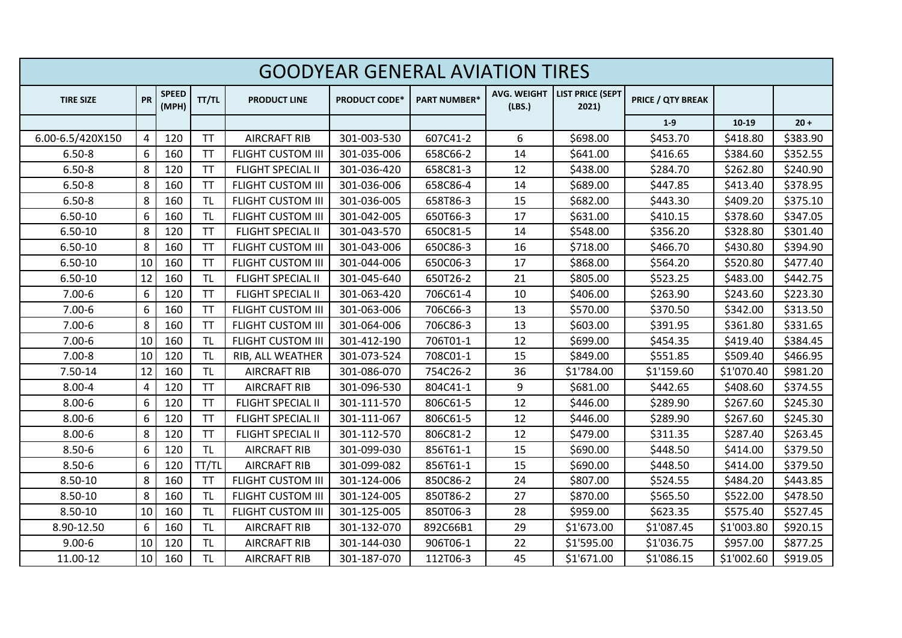# GOODYEAR GENERAL AVIATION TIRES

| TIRE SIZE | PR | SPEED (MPH) | TT/TL | PRODUCT LINE | PRODUCT CODE* | PART NUMBER* | AVG. WEIGHT (LBS.) | LIST PRICE (SEPT 2021) | PRICE / QTY BREAK | | |
|---|---|---|---|---|---|---|---|---|---|---|---|
| | | | | | | | | | 1-9 | 10-19 | 20 + |
| 6.00-6.5/420X150 | 4 | 120 | TT | AIRCRAFT RIB | 301-003-530 | 607C41-2 | 6 | $698.00 | $453.70 | $418.80 | $383.90 |
| 6.50-8 | 6 | 160 | TT | FLIGHT CUSTOM III | 301-035-006 | 658C66-2 | 14 | $641.00 | $416.65 | $384.60 | $352.55 |
| 6.50-8 | 8 | 120 | TT | FLIGHT SPECIAL II | 301-036-420 | 658C81-3 | 12 | $438.00 | $284.70 | $262.80 | $240.90 |
| 6.50-8 | 8 | 160 | TT | FLIGHT CUSTOM III | 301-036-006 | 658C86-4 | 14 | $689.00 | $447.85 | $413.40 | $378.95 |
| 6.50-8 | 8 | 160 | TL | FLIGHT CUSTOM III | 301-036-005 | 658T86-3 | 15 | $682.00 | $443.30 | $409.20 | $375.10 |
| 6.50-10 | 6 | 160 | TL | FLIGHT CUSTOM III | 301-042-005 | 650T66-3 | 17 | $631.00 | $410.15 | $378.60 | $347.05 |
| 6.50-10 | 8 | 120 | TT | FLIGHT SPECIAL II | 301-043-570 | 650C81-5 | 14 | $548.00 | $356.20 | $328.80 | $301.40 |
| 6.50-10 | 8 | 160 | TT | FLIGHT CUSTOM III | 301-043-006 | 650C86-3 | 16 | $718.00 | $466.70 | $430.80 | $394.90 |
| 6.50-10 | 10 | 160 | TT | FLIGHT CUSTOM III | 301-044-006 | 650C06-3 | 17 | $868.00 | $564.20 | $520.80 | $477.40 |
| 6.50-10 | 12 | 160 | TL | FLIGHT SPECIAL II | 301-045-640 | 650T26-2 | 21 | $805.00 | $523.25 | $483.00 | $442.75 |
| 7.00-6 | 6 | 120 | TT | FLIGHT SPECIAL II | 301-063-420 | 706C61-4 | 10 | $406.00 | $263.90 | $243.60 | $223.30 |
| 7.00-6 | 6 | 160 | TT | FLIGHT CUSTOM III | 301-063-006 | 706C66-3 | 13 | $570.00 | $370.50 | $342.00 | $313.50 |
| 7.00-6 | 8 | 160 | TT | FLIGHT CUSTOM III | 301-064-006 | 706C86-3 | 13 | $603.00 | $391.95 | $361.80 | $331.65 |
| 7.00-6 | 10 | 160 | TL | FLIGHT CUSTOM III | 301-412-190 | 706T01-1 | 12 | $699.00 | $454.35 | $419.40 | $384.45 |
| 7.00-8 | 10 | 120 | TL | RIB, ALL WEATHER | 301-073-524 | 708C01-1 | 15 | $849.00 | $551.85 | $509.40 | $466.95 |
| 7.50-14 | 12 | 160 | TL | AIRCRAFT RIB | 301-086-070 | 754C26-2 | 36 | $1'784.00 | $1'159.60 | $1'070.40 | $981.20 |
| 8.00-4 | 4 | 120 | TT | AIRCRAFT RIB | 301-096-530 | 804C41-1 | 9 | $681.00 | $442.65 | $408.60 | $374.55 |
| 8.00-6 | 6 | 120 | TT | FLIGHT SPECIAL II | 301-111-570 | 806C61-5 | 12 | $446.00 | $289.90 | $267.60 | $245.30 |
| 8.00-6 | 6 | 120 | TT | FLIGHT SPECIAL II | 301-111-067 | 806C61-5 | 12 | $446.00 | $289.90 | $267.60 | $245.30 |
| 8.00-6 | 8 | 120 | TT | FLIGHT SPECIAL II | 301-112-570 | 806C81-2 | 12 | $479.00 | $311.35 | $287.40 | $263.45 |
| 8.50-6 | 6 | 120 | TL | AIRCRAFT RIB | 301-099-030 | 856T61-1 | 15 | $690.00 | $448.50 | $414.00 | $379.50 |
| 8.50-6 | 6 | 120 | TT/TL | AIRCRAFT RIB | 301-099-082 | 856T61-1 | 15 | $690.00 | $448.50 | $414.00 | $379.50 |
| 8.50-10 | 8 | 160 | TT | FLIGHT CUSTOM III | 301-124-006 | 850C86-2 | 24 | $807.00 | $524.55 | $484.20 | $443.85 |
| 8.50-10 | 8 | 160 | TL | FLIGHT CUSTOM III | 301-124-005 | 850T86-2 | 27 | $870.00 | $565.50 | $522.00 | $478.50 |
| 8.50-10 | 10 | 160 | TL | FLIGHT CUSTOM III | 301-125-005 | 850T06-3 | 28 | $959.00 | $623.35 | $575.40 | $527.45 |
| 8.90-12.50 | 6 | 160 | TL | AIRCRAFT RIB | 301-132-070 | 892C66B1 | 29 | $1'673.00 | $1'087.45 | $1'003.80 | $920.15 |
| 9.00-6 | 10 | 120 | TL | AIRCRAFT RIB | 301-144-030 | 906T06-1 | 22 | $1'595.00 | $1'036.75 | $957.00 | $877.25 |
| 11.00-12 | 10 | 160 | TL | AIRCRAFT RIB | 301-187-070 | 112T06-3 | 45 | $1'671.00 | $1'086.15 | $1'002.60 | $919.05 |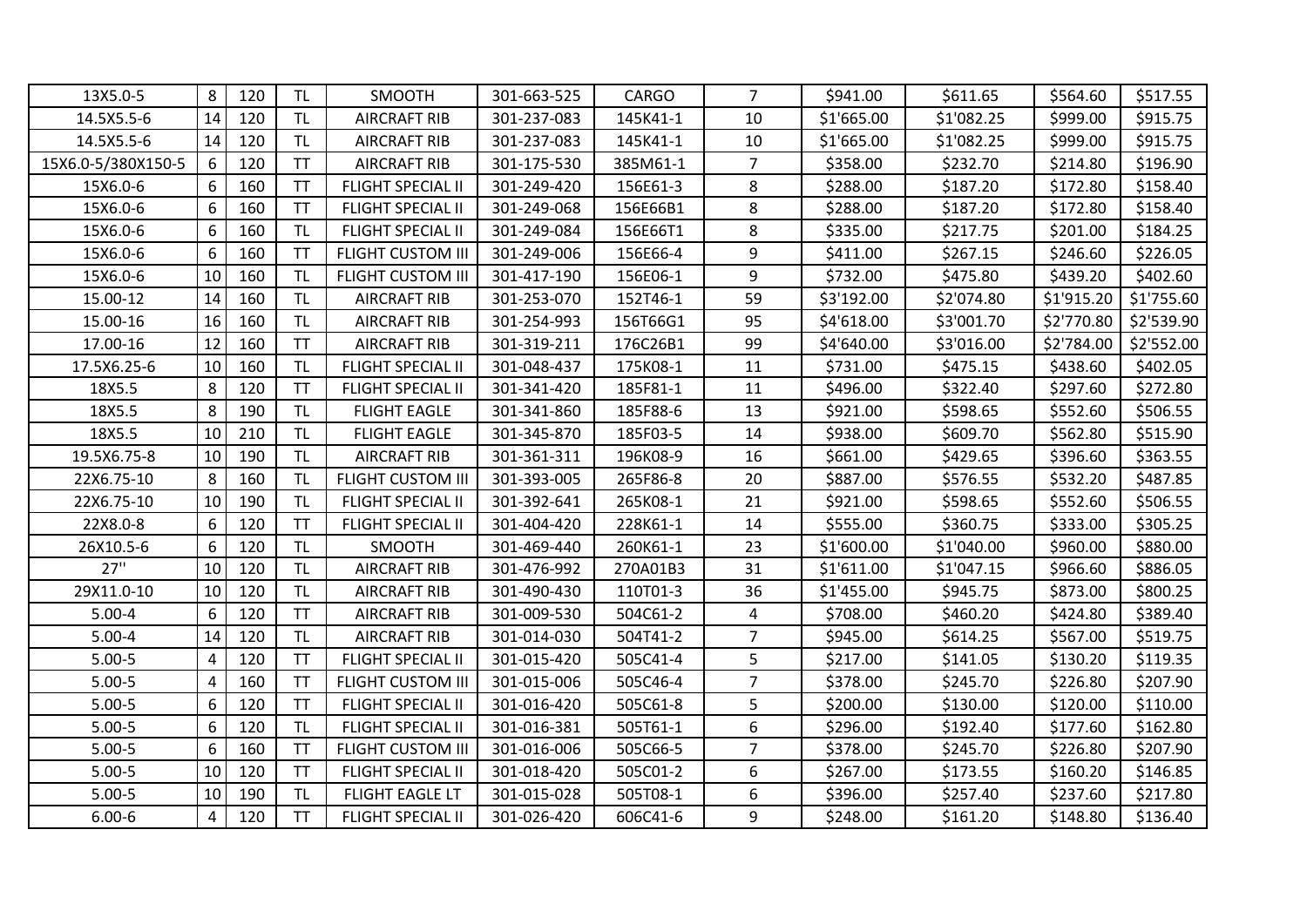| 13X5.0-5 | 8 | 120 | TL | SMOOTH | 301-663-525 | CARGO | 7 | \$941.00 | \$611.65 | \$564.60 | \$517.55 |
|---|---|---|---|---|---|---|---|---|---|---|---|
| 14.5X5.5-6 | 14 | 120 | TL | AIRCRAFT RIB | 301-237-083 | 145K41-1 | 10 | \$1'665.00 | \$1'082.25 | \$999.00 | \$915.75 |
| 14.5X5.5-6 | 14 | 120 | TL | AIRCRAFT RIB | 301-237-083 | 145K41-1 | 10 | \$1'665.00 | \$1'082.25 | \$999.00 | \$915.75 |
| 15X6.0-5/380X150-5 | 6 | 120 | TT | AIRCRAFT RIB | 301-175-530 | 385M61-1 | 7 | \$358.00 | \$232.70 | \$214.80 | \$196.90 |
| 15X6.0-6 | 6 | 160 | TT | FLIGHT SPECIAL II | 301-249-420 | 156E61-3 | 8 | \$288.00 | \$187.20 | \$172.80 | \$158.40 |
| 15X6.0-6 | 6 | 160 | TT | FLIGHT SPECIAL II | 301-249-068 | 156E66B1 | 8 | \$288.00 | \$187.20 | \$172.80 | \$158.40 |
| 15X6.0-6 | 6 | 160 | TL | FLIGHT SPECIAL II | 301-249-084 | 156E66T1 | 8 | \$335.00 | \$217.75 | \$201.00 | \$184.25 |
| 15X6.0-6 | 6 | 160 | TT | FLIGHT CUSTOM III | 301-249-006 | 156E66-4 | 9 | \$411.00 | \$267.15 | \$246.60 | \$226.05 |
| 15X6.0-6 | 10 | 160 | TL | FLIGHT CUSTOM III | 301-417-190 | 156E06-1 | 9 | \$732.00 | \$475.80 | \$439.20 | \$402.60 |
| 15.00-12 | 14 | 160 | TL | AIRCRAFT RIB | 301-253-070 | 152T46-1 | 59 | \$3'192.00 | \$2'074.80 | \$1'915.20 | \$1'755.60 |
| 15.00-16 | 16 | 160 | TL | AIRCRAFT RIB | 301-254-993 | 156T66G1 | 95 | \$4'618.00 | \$3'001.70 | \$2'770.80 | \$2'539.90 |
| 17.00-16 | 12 | 160 | TT | AIRCRAFT RIB | 301-319-211 | 176C26B1 | 99 | \$4'640.00 | \$3'016.00 | \$2'784.00 | \$2'552.00 |
| 17.5X6.25-6 | 10 | 160 | TL | FLIGHT SPECIAL II | 301-048-437 | 175K08-1 | 11 | \$731.00 | \$475.15 | \$438.60 | \$402.05 |
| 18X5.5 | 8 | 120 | TT | FLIGHT SPECIAL II | 301-341-420 | 185F81-1 | 11 | \$496.00 | \$322.40 | \$297.60 | \$272.80 |
| 18X5.5 | 8 | 190 | TL | FLIGHT EAGLE | 301-341-860 | 185F88-6 | 13 | \$921.00 | \$598.65 | \$552.60 | \$506.55 |
| 18X5.5 | 10 | 210 | TL | FLIGHT EAGLE | 301-345-870 | 185F03-5 | 14 | \$938.00 | \$609.70 | \$562.80 | \$515.90 |
| 19.5X6.75-8 | 10 | 190 | TL | AIRCRAFT RIB | 301-361-311 | 196K08-9 | 16 | \$661.00 | \$429.65 | \$396.60 | \$363.55 |
| 22X6.75-10 | 8 | 160 | TL | FLIGHT CUSTOM III | 301-393-005 | 265F86-8 | 20 | \$887.00 | \$576.55 | \$532.20 | \$487.85 |
| 22X6.75-10 | 10 | 190 | TL | FLIGHT SPECIAL II | 301-392-641 | 265K08-1 | 21 | \$921.00 | \$598.65 | \$552.60 | \$506.55 |
| 22X8.0-8 | 6 | 120 | TT | FLIGHT SPECIAL II | 301-404-420 | 228K61-1 | 14 | \$555.00 | \$360.75 | \$333.00 | \$305.25 |
| 26X10.5-6 | 6 | 120 | TL | SMOOTH | 301-469-440 | 260K61-1 | 23 | \$1'600.00 | \$1'040.00 | \$960.00 | \$880.00 |
| 27'' | 10 | 120 | TL | AIRCRAFT RIB | 301-476-992 | 270A01B3 | 31 | \$1'611.00 | \$1'047.15 | \$966.60 | \$886.05 |
| 29X11.0-10 | 10 | 120 | TL | AIRCRAFT RIB | 301-490-430 | 110T01-3 | 36 | \$1'455.00 | \$945.75 | \$873.00 | \$800.25 |
| 5.00-4 | 6 | 120 | TT | AIRCRAFT RIB | 301-009-530 | 504C61-2 | 4 | \$708.00 | \$460.20 | \$424.80 | \$389.40 |
| 5.00-4 | 14 | 120 | TL | AIRCRAFT RIB | 301-014-030 | 504T41-2 | 7 | \$945.00 | \$614.25 | \$567.00 | \$519.75 |
| 5.00-5 | 4 | 120 | TT | FLIGHT SPECIAL II | 301-015-420 | 505C41-4 | 5 | \$217.00 | \$141.05 | \$130.20 | \$119.35 |
| 5.00-5 | 4 | 160 | TT | FLIGHT CUSTOM III | 301-015-006 | 505C46-4 | 7 | \$378.00 | \$245.70 | \$226.80 | \$207.90 |
| 5.00-5 | 6 | 120 | TT | FLIGHT SPECIAL II | 301-016-420 | 505C61-8 | 5 | \$200.00 | \$130.00 | \$120.00 | \$110.00 |
| 5.00-5 | 6 | 120 | TL | FLIGHT SPECIAL II | 301-016-381 | 505T61-1 | 6 | \$296.00 | \$192.40 | \$177.60 | \$162.80 |
| 5.00-5 | 6 | 160 | TT | FLIGHT CUSTOM III | 301-016-006 | 505C66-5 | 7 | \$378.00 | \$245.70 | \$226.80 | \$207.90 |
| 5.00-5 | 10 | 120 | TT | FLIGHT SPECIAL II | 301-018-420 | 505C01-2 | 6 | \$267.00 | \$173.55 | \$160.20 | \$146.85 |
| 5.00-5 | 10 | 190 | TL | FLIGHT EAGLE LT | 301-015-028 | 505T08-1 | 6 | \$396.00 | \$257.40 | \$237.60 | \$217.80 |
| 6.00-6 | 4 | 120 | TT | FLIGHT SPECIAL II | 301-026-420 | 606C41-6 | 9 | \$248.00 | \$161.20 | \$148.80 | \$136.40 |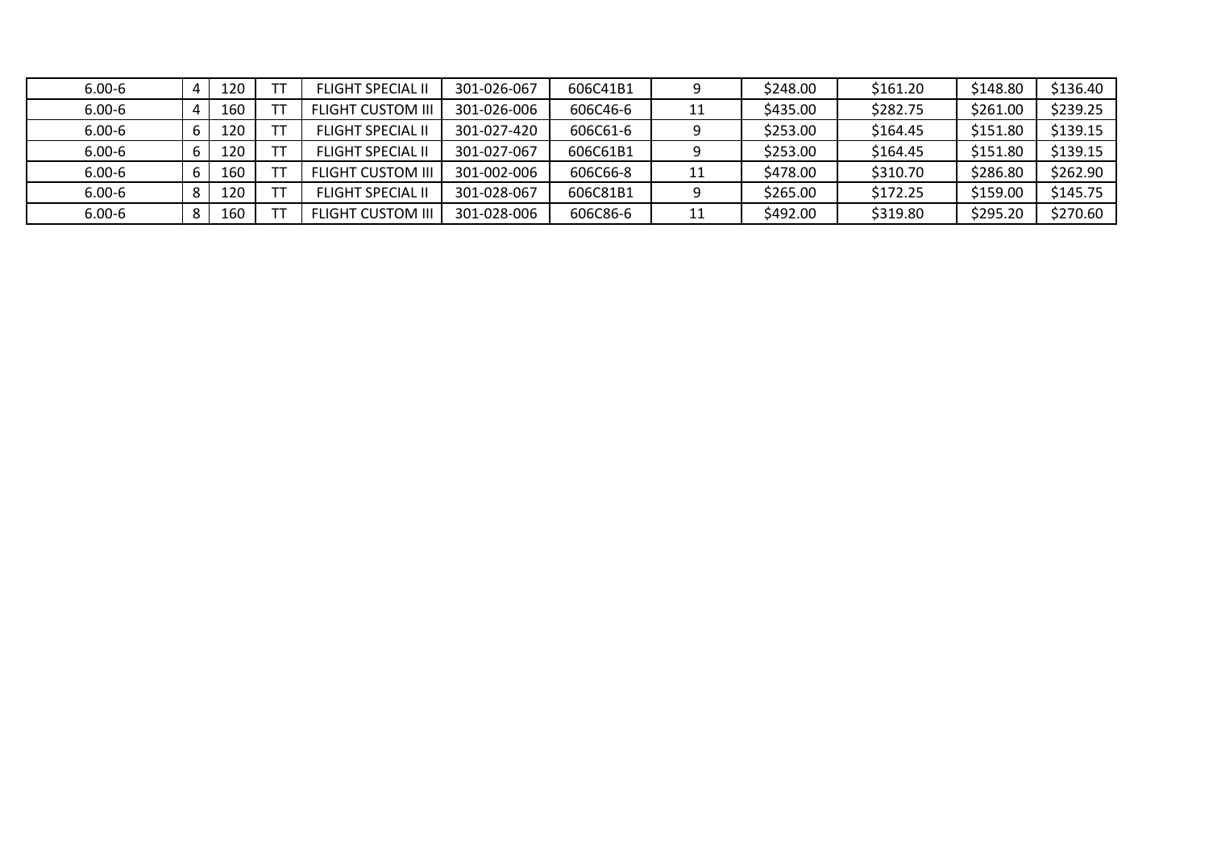| | | | | | | | | | | | |
|---|---|---|---|---|---|---|---|---|---|---|---|
| 6.00-6 | 4 | 120 | TT | FLIGHT SPECIAL II | 301-026-067 | 606C41B1 | 9 | $248.00 | $161.20 | $148.80 | $136.40 |
| 6.00-6 | 4 | 160 | TT | FLIGHT CUSTOM III | 301-026-006 | 606C46-6 | 11 | $435.00 | $282.75 | $261.00 | $239.25 |
| 6.00-6 | 6 | 120 | TT | FLIGHT SPECIAL II | 301-027-420 | 606C61-6 | 9 | $253.00 | $164.45 | $151.80 | $139.15 |
| 6.00-6 | 6 | 120 | TT | FLIGHT SPECIAL II | 301-027-067 | 606C61B1 | 9 | $253.00 | $164.45 | $151.80 | $139.15 |
| 6.00-6 | 6 | 160 | TT | FLIGHT CUSTOM III | 301-002-006 | 606C66-8 | 11 | $478.00 | $310.70 | $286.80 | $262.90 |
| 6.00-6 | 8 | 120 | TT | FLIGHT SPECIAL II | 301-028-067 | 606C81B1 | 9 | $265.00 | $172.25 | $159.00 | $145.75 |
| 6.00-6 | 8 | 160 | TT | FLIGHT CUSTOM III | 301-028-006 | 606C86-6 | 11 | $492.00 | $319.80 | $295.20 | $270.60 |